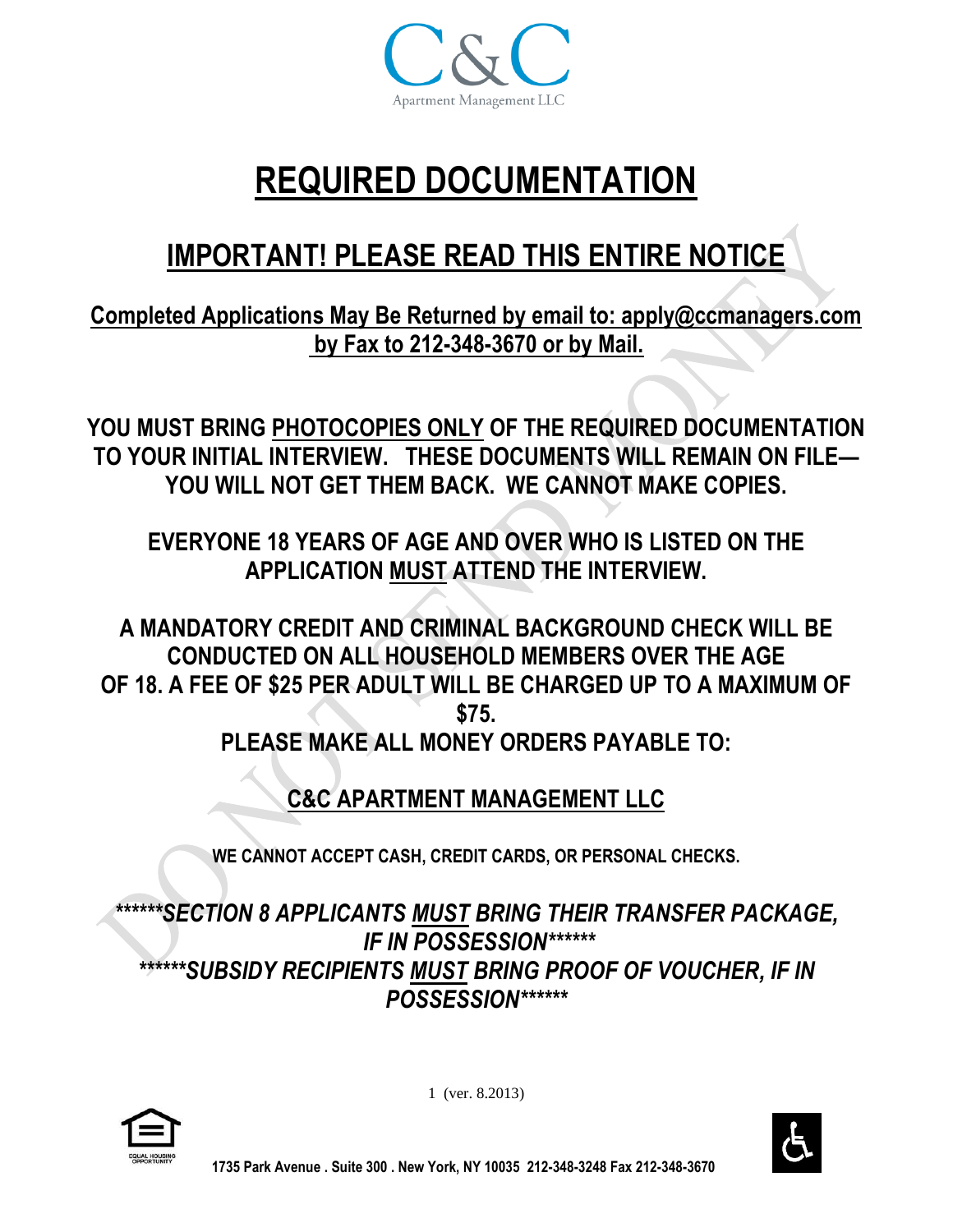C&C
Apartment Management LLC

# REQUIRED DOCUMENTATION

## IMPORTANT! PLEASE READ THIS ENTIRE NOTICE

**Completed Applications May Be Returned by email to: apply@ccmanagers.com by Fax to 212-348-3670 or by Mail.**

**YOU MUST BRING PHOTOCOPIES ONLY OF THE REQUIRED DOCUMENTATION TO YOUR INITIAL INTERVIEW. THESE DOCUMENTS WILL REMAIN ON FILE— YOU WILL NOT GET THEM BACK. WE CANNOT MAKE COPIES.**

**EVERYONE 18 YEARS OF AGE AND OVER WHO IS LISTED ON THE APPLICATION MUST ATTEND THE INTERVIEW.**

**A MANDATORY CREDIT AND CRIMINAL BACKGROUND CHECK WILL BE CONDUCTED ON ALL HOUSEHOLD MEMBERS OVER THE AGE OF 18. A FEE OF $25 PER ADULT WILL BE CHARGED UP TO A MAXIMUM OF $75.**

**PLEASE MAKE ALL MONEY ORDERS PAYABLE TO:**

**C&C APARTMENT MANAGEMENT LLC**

**WE CANNOT ACCEPT CASH, CREDIT CARDS, OR PERSONAL CHECKS.**

***\*\*\*\*\*\*SECTION 8 APPLICANTS MUST BRING THEIR TRANSFER PACKAGE, IF IN POSSESSION\*\*\*\*\*\****

***\*\*\*\*\*\*SUBSIDY RECIPIENTS MUST BRING PROOF OF VOUCHER, IF IN POSSESSION\*\*\*\*\*\****

(ver. 8.2013)

1735 Park Avenue . Suite 300 . New York, NY 10035 212-348-3248 Fax 212-348-3670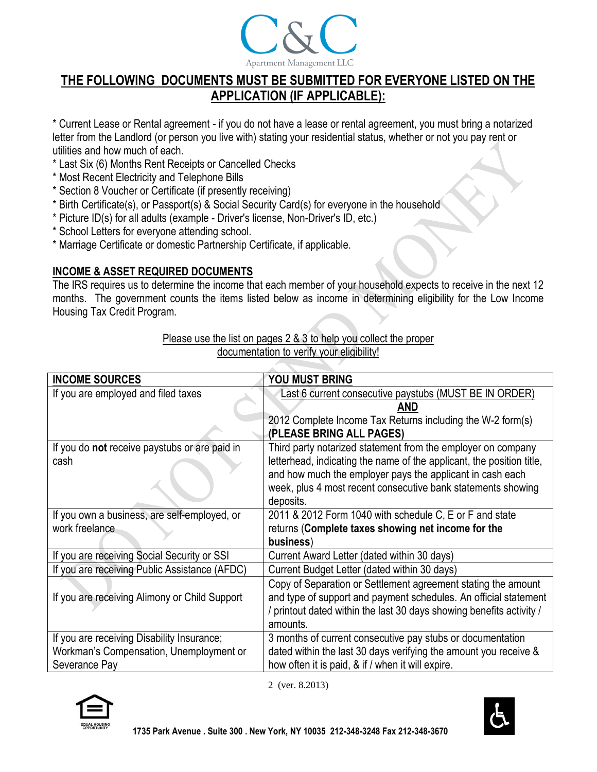# THE FOLLOWING DOCUMENTS MUST BE SUBMITTED FOR EVERYONE LISTED ON THE APPLICATION (IF APPLICABLE):

* Current Lease or Rental agreement - if you do not have a lease or rental agreement, you must bring a notarized letter from the Landlord (or person you live with) stating your residential status, whether or not you pay rent or utilities and how much of each.
* Last Six (6) Months Rent Receipts or Cancelled Checks
* Most Recent Electricity and Telephone Bills
* Section 8 Voucher or Certificate (if presently receiving)
* Birth Certificate(s), or Passport(s) & Social Security Card(s) for everyone in the household
* Picture ID(s) for all adults (example - Driver's license, Non-Driver's ID, etc.)
* School Letters for everyone attending school.
* Marriage Certificate or domestic Partnership Certificate, if applicable.

## INCOME & ASSET REQUIRED DOCUMENTS

The IRS requires us to determine the income that each member of your household expects to receive in the next 12 months. The government counts the items listed below as income in determining eligibility for the Low Income Housing Tax Credit Program.

Please use the list on pages 2 & 3 to help you collect the proper documentation to verify your eligibility!

| INCOME SOURCES | YOU MUST BRING |
|---|---|
| If you are employed and filed taxes | Last 6 current consecutive paystubs (MUST BE IN ORDER) **AND** 2012 Complete Income Tax Returns including the W-2 form(s) **(PLEASE BRING ALL PAGES)** |
| If you do **not** receive paystubs or are paid in cash | Third party notarized statement from the employer on company letterhead, indicating the name of the applicant, the position title, and how much the employer pays the applicant in cash each week, plus 4 most recent consecutive bank statements showing deposits. |
| If you own a business, are self-employed, or work freelance | 2011 & 2012 Form 1040 with schedule C, E or F and state returns (**Complete taxes showing net income for the business**) |
| If you are receiving Social Security or SSI | Current Award Letter (dated within 30 days) |
| If you are receiving Public Assistance (AFDC) | Current Budget Letter (dated within 30 days) |
| If you are receiving Alimony or Child Support | Copy of Separation or Settlement agreement stating the amount and type of support and payment schedules. An official statement / printout dated within the last 30 days showing benefits activity / amounts. |
| If you are receiving Disability Insurance; Workman's Compensation, Unemployment or Severance Pay | 3 months of current consecutive pay stubs or documentation dated within the last 30 days verifying the amount you receive & how often it is paid, & if / when it will expire. |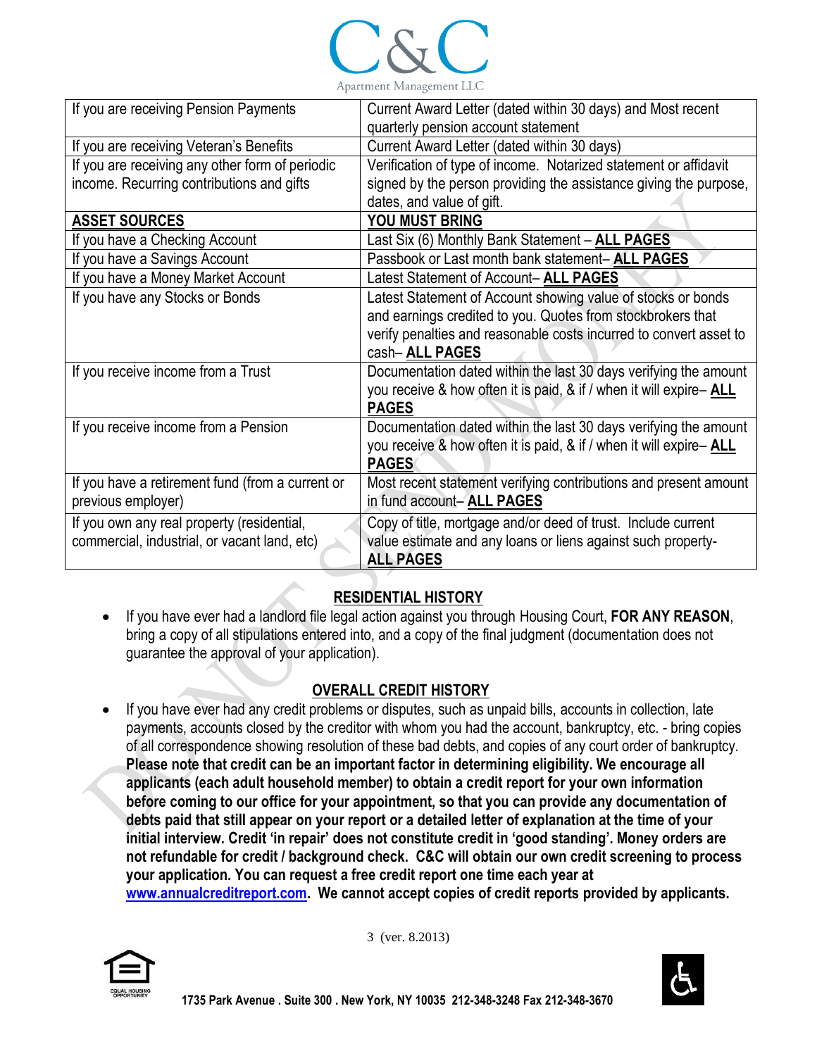| If you are receiving Pension Payments | Current Award Letter (dated within 30 days) and Most recent quarterly pension account statement |
|---|---|
| If you are receiving Veteran's Benefits | Current Award Letter (dated within 30 days) |
| If you are receiving any other form of periodic income. Recurring contributions and gifts | Verification of type of income. Notarized statement or affidavit signed by the person providing the assistance giving the purpose, dates, and value of gift. |
| **ASSET SOURCES** | **YOU MUST BRING** |
| If you have a Checking Account | Last Six (6) Monthly Bank Statement – **ALL PAGES** |
| If you have a Savings Account | Passbook or Last month bank statement– **ALL PAGES** |
| If you have a Money Market Account | Latest Statement of Account– **ALL PAGES** |
| If you have any Stocks or Bonds | Latest Statement of Account showing value of stocks or bonds and earnings credited to you. Quotes from stockbrokers that verify penalties and reasonable costs incurred to convert asset to cash– **ALL PAGES** |
| If you receive income from a Trust | Documentation dated within the last 30 days verifying the amount you receive & how often it is paid, & if / when it will expire– **ALL PAGES** |
| If you receive income from a Pension | Documentation dated within the last 30 days verifying the amount you receive & how often it is paid, & if / when it will expire– **ALL PAGES** |
| If you have a retirement fund (from a current or previous employer) | Most recent statement verifying contributions and present amount in fund account– **ALL PAGES** |
| If you own any real property (residential, commercial, industrial, or vacant land, etc) | Copy of title, mortgage and/or deed of trust. Include current value estimate and any loans or liens against such property- **ALL PAGES** |

## RESIDENTIAL HISTORY

- If you have ever had a landlord file legal action against you through Housing Court, **FOR ANY REASON**, bring a copy of all stipulations entered into, and a copy of the final judgment (documentation does not guarantee the approval of your application).

## OVERALL CREDIT HISTORY

- If you have ever had any credit problems or disputes, such as unpaid bills, accounts in collection, late payments, accounts closed by the creditor with whom you had the account, bankruptcy, etc. - bring copies of all correspondence showing resolution of these bad debts, and copies of any court order of bankruptcy. **Please note that credit can be an important factor in determining eligibility. We encourage all applicants (each adult household member) to obtain a credit report for your own information before coming to our office for your appointment, so that you can provide any documentation of debts paid that still appear on your report or a detailed letter of explanation at the time of your initial interview. Credit 'in repair' does not constitute credit in 'good standing'. Money orders are not refundable for credit / background check. C&C will obtain our own credit screening to process your application. You can request a free credit report one time each year at www.annualcreditreport.com. We cannot accept copies of credit reports provided by applicants.**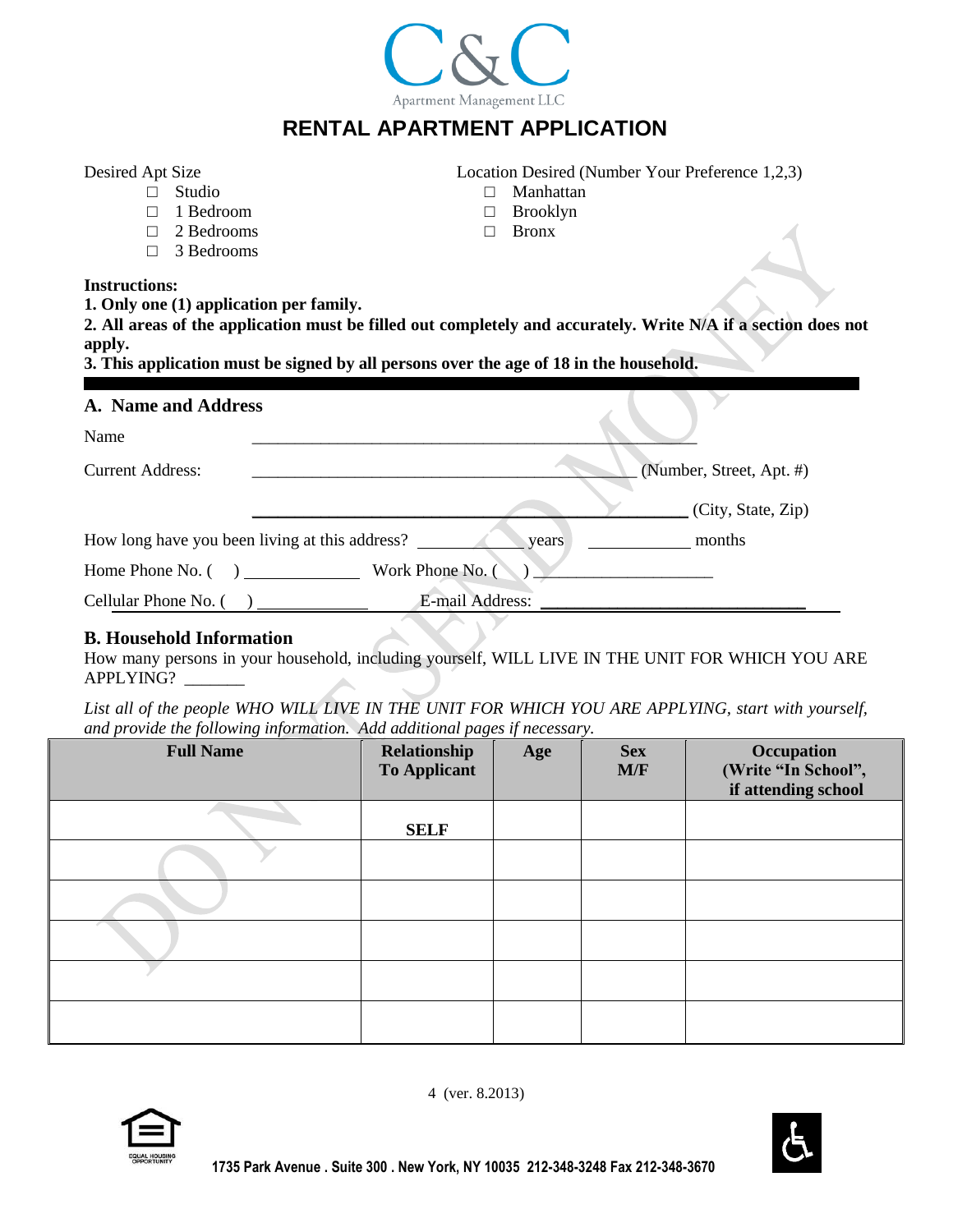C&C

Apartment Management LLC

# RENTAL APARTMENT APPLICATION

Desired Apt Size

- ☐ Studio
- ☐ 1 Bedroom
- ☐ 2 Bedrooms
- ☐ 3 Bedrooms

Location Desired (Number Your Preference 1,2,3)

- ☐ Manhattan
- ☐ Brooklyn
- ☐ Bronx

**Instructions:**

**1. Only one (1) application per family.**

**2. All areas of the application must be filled out completely and accurately. Write N/A if a section does not apply.**

**3. This application must be signed by all persons over the age of 18 in the household.**

## A. Name and Address

Name \_\_\_\_\_\_\_\_\_\_\_\_\_\_\_\_\_\_\_\_\_\_\_\_\_\_\_\_\_\_\_\_\_\_\_\_\_\_\_\_\_\_\_\_\_\_\_\_\_\_

Current Address: \_\_\_\_\_\_\_\_\_\_\_\_\_\_\_\_\_\_\_\_\_\_\_\_\_\_\_\_\_\_\_\_\_\_\_\_\_\_\_\_\_\_\_\_ (Number, Street, Apt. #)

\_\_\_\_\_\_\_\_\_\_\_\_\_\_\_\_\_\_\_\_\_\_\_\_\_\_\_\_\_\_\_\_\_\_\_\_\_\_\_\_\_\_\_\_\_\_\_\_\_ (City, State, Zip)

How long have you been living at this address? \_\_\_\_\_\_\_\_\_\_\_\_ years \_\_\_\_\_\_\_\_\_\_\_\_ months

Home Phone No. ( ) \_\_\_\_\_\_\_\_\_\_\_\_\_\_ Work Phone No. ( ) \_\_\_\_\_\_\_\_\_\_\_\_\_\_\_\_\_\_\_\_\_\_

Cellular Phone No. ( ) \_\_\_\_\_\_\_\_\_\_\_\_\_\_ E-mail Address: \_\_\_\_\_\_\_\_\_\_\_\_\_\_\_\_\_\_\_\_\_\_\_\_\_\_\_\_\_\_\_\_

## B. Household Information

How many persons in your household, including yourself, WILL LIVE IN THE UNIT FOR WHICH YOU ARE APPLYING? \_\_\_\_\_\_\_

*List all of the people WHO WILL LIVE IN THE UNIT FOR WHICH YOU ARE APPLYING, start with yourself, and provide the following information. Add additional pages if necessary.*

| Full Name | Relationship To Applicant | Age | Sex M/F | Occupation (Write "In School", if attending school |
|---|---|---|---|---|
| | **SELF** | | | |
| | | | | |
| | | | | |
| | | | | |
| | | | | |
| | | | | |

1735 Park Avenue . Suite 300 . New York, NY 10035 212-348-3248 Fax 212-348-3670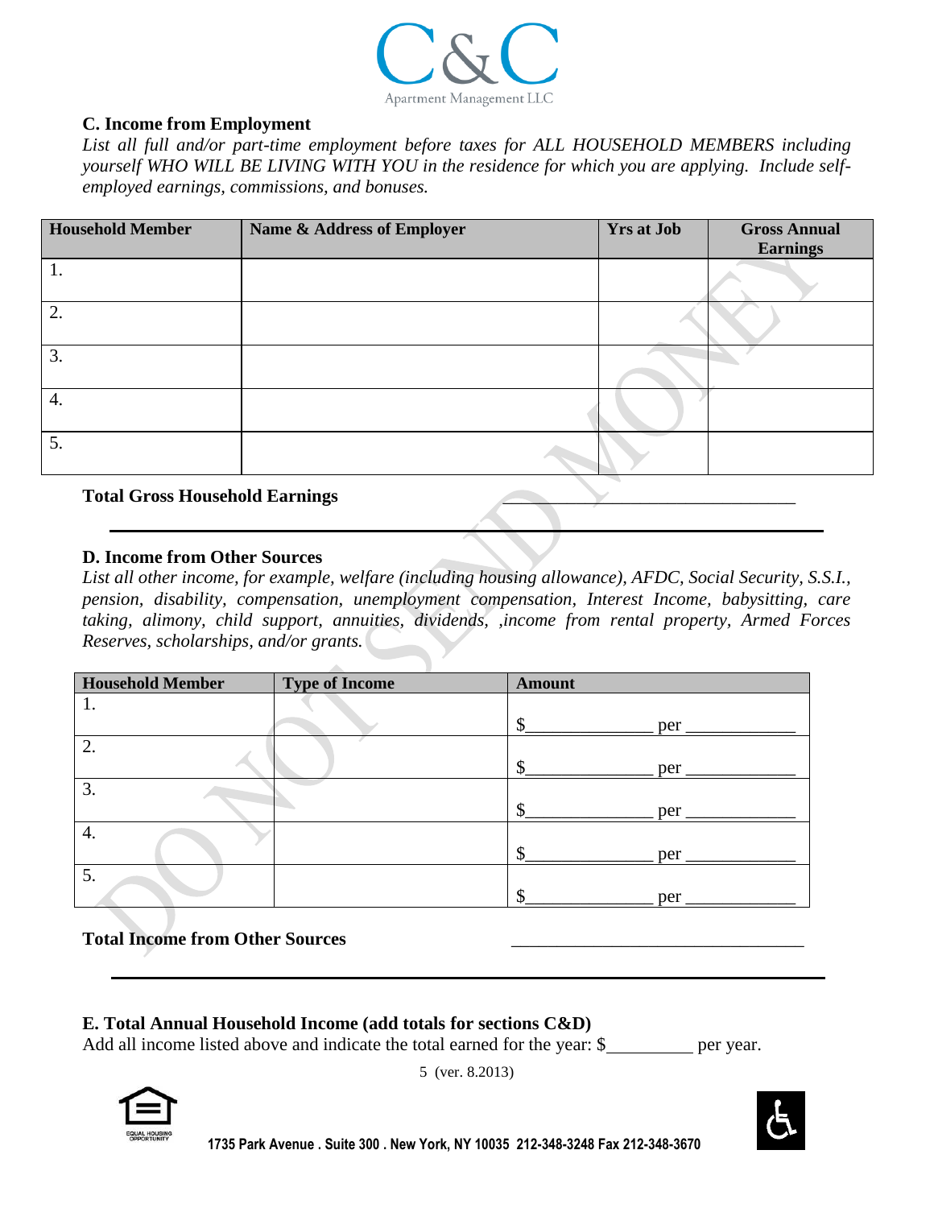C&C
Apartment Management LLC

### C. Income from Employment

*List all full and/or part-time employment before taxes for ALL HOUSEHOLD MEMBERS including yourself WHO WILL BE LIVING WITH YOU in the residence for which you are applying. Include self-employed earnings, commissions, and bonuses.*

| Household Member | Name & Address of Employer | Yrs at Job | Gross Annual Earnings |
|---|---|---|---|
| 1. | | | |
| 2. | | | |
| 3. | | | |
| 4. | | | |
| 5. | | | |

**Total Gross Household Earnings** ______________________________

---

### D. Income from Other Sources

*List all other income, for example, welfare (including housing allowance), AFDC, Social Security, S.S.I., pension, disability, compensation, unemployment compensation, Interest Income, babysitting, care taking, alimony, child support, annuities, dividends, ,income from rental property, Armed Forces Reserves, scholarships, and/or grants.*

| Household Member | Type of Income | Amount |
|---|---|---|
| 1. | | $_____________ per ___________ |
| 2. | | $_____________ per ___________ |
| 3. | | $_____________ per ___________ |
| 4. | | $_____________ per ___________ |
| 5. | | $_____________ per ___________ |

**Total Income from Other Sources** ______________________________

---

### E. Total Annual Household Income (add totals for sections C&D)

Add all income listed above and indicate the total earned for the year: $_________ per year.

(ver. 8.2013)

DO NOT SEND MONEY

1735 Park Avenue . Suite 300 . New York, NY 10035 212-348-3248 Fax 212-348-3670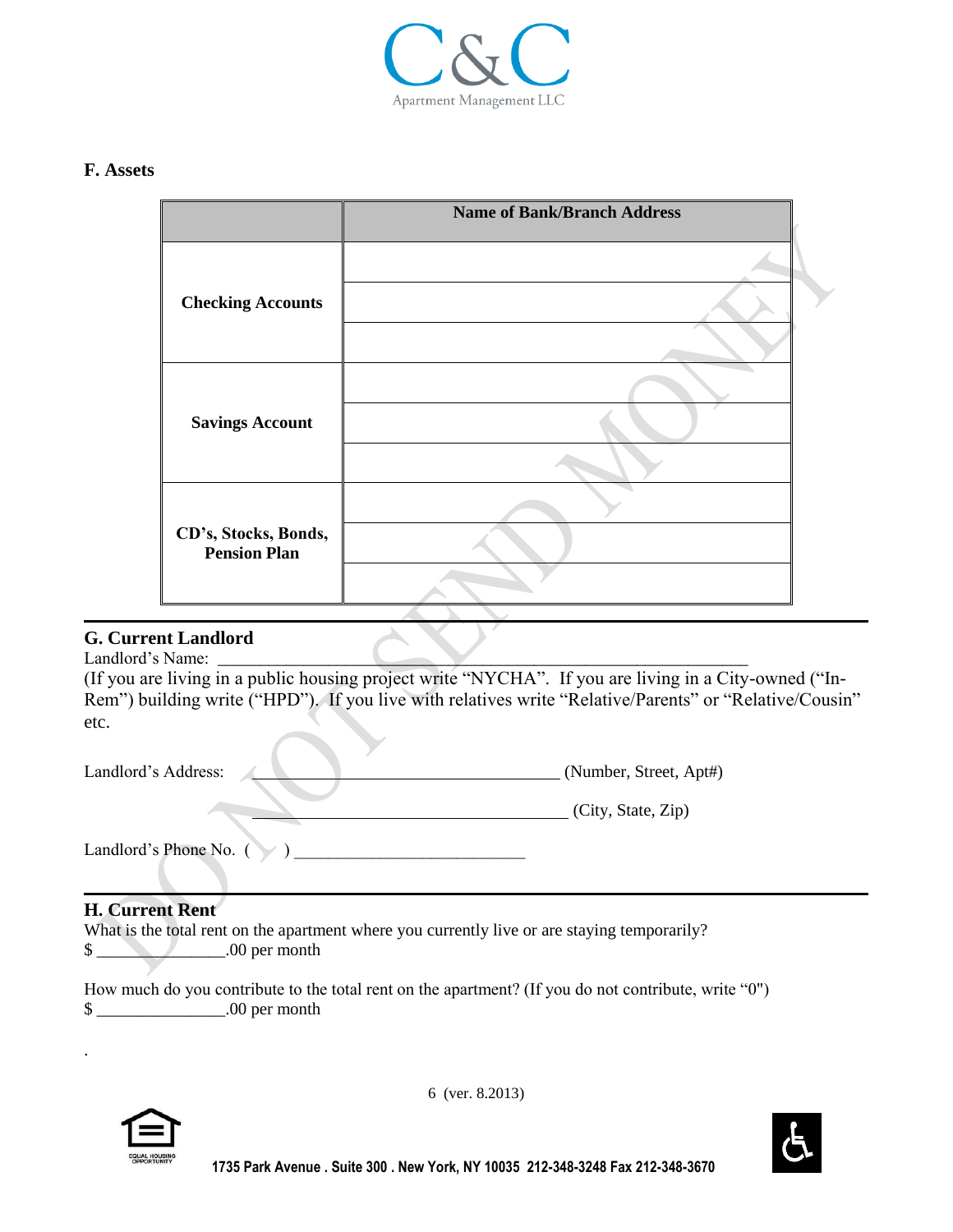## F. Assets

| | Name of Bank/Branch Address |
|---|---|
| **Checking Accounts** | |
| | |
| | |
| **Savings Account** | |
| | |
| | |
| **CD's, Stocks, Bonds, Pension Plan** | |
| | |
| | |

DO NOT SEND MONEY

## G. Current Landlord

Landlord's Name: ___________________________________________________________

(If you are living in a public housing project write "NYCHA". If you are living in a City-owned ("In-Rem") building write ("HPD"). If you live with relatives write "Relative/Parents" or "Relative/Cousin" etc.

Landlord's Address: ___________________________________ (Number, Street, Apt#)

___________________________________ (City, State, Zip)

Landlord's Phone No. ( ) ___________________________

## H. Current Rent

What is the total rent on the apartment where you currently live or are staying temporarily?

$ _______________.00 per month

How much do you contribute to the total rent on the apartment? (If you do not contribute, write "0")

$ _______________.00 per month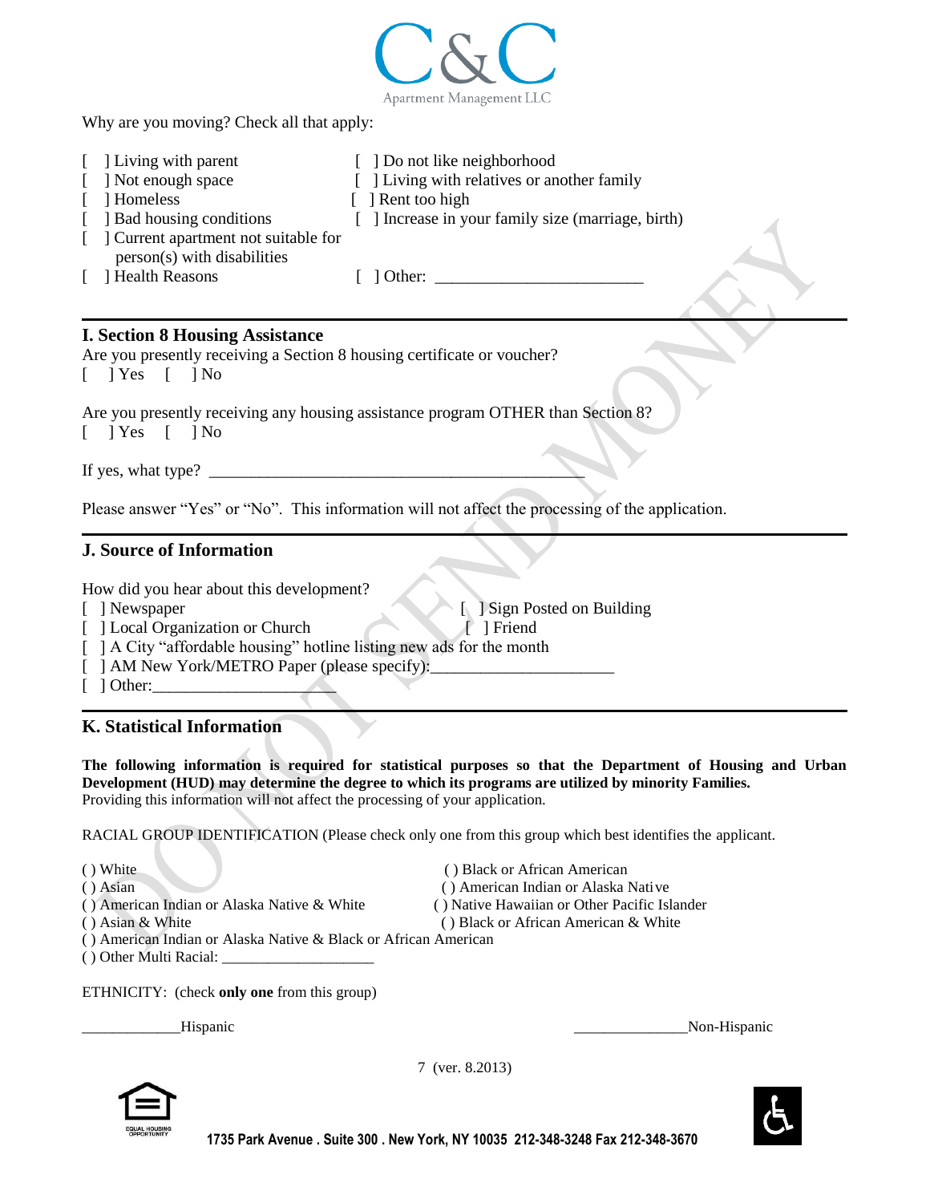C&C
Apartment Management LLC

Why are you moving? Check all that apply:

[ ] Living with parent
[ ] Not enough space
[ ] Homeless
[ ] Bad housing conditions
[ ] Current apartment not suitable for person(s) with disabilities
[ ] Health Reasons
[ ] Do not like neighborhood
[ ] Living with relatives or another family
[ ] Rent too high
[ ] Increase in your family size (marriage, birth)
[ ] Other: ________________________

## I. Section 8 Housing Assistance

Are you presently receiving a Section 8 housing certificate or voucher?
[ ] Yes [ ] No

Are you presently receiving any housing assistance program OTHER than Section 8?
[ ] Yes [ ] No

If yes, what type? ____________________________________________

Please answer "Yes" or "No". This information will not affect the processing of the application.

## J. Source of Information

How did you hear about this development?
[ ] Newspaper
[ ] Sign Posted on Building
[ ] Local Organization or Church
[ ] Friend
[ ] A City "affordable housing" hotline listing new ads for the month
[ ] AM New York/METRO Paper (please specify):_____________________
[ ] Other:_____________________

## K. Statistical Information

**The following information is required for statistical purposes so that the Department of Housing and Urban Development (HUD) may determine the degree to which its programs are utilized by minority Families.**
Providing this information will not affect the processing of your application.

RACIAL GROUP IDENTIFICATION (Please check only one from this group which best identifies the applicant.

( ) White
( ) Black or African American
( ) Asian
( ) American Indian or Alaska Native
( ) American Indian or Alaska Native & White
( ) Native Hawaiian or Other Pacific Islander
( ) Asian & White
( ) Black or African American & White
( ) American Indian or Alaska Native & Black or African American
( ) Other Multi Racial: ____________________

ETHNICITY: (check **only one** from this group)

____________Hispanic ______________Non-Hispanic

7 (ver. 8.2013)

1735 Park Avenue . Suite 300 . New York, NY 10035 212-348-3248 Fax 212-348-3670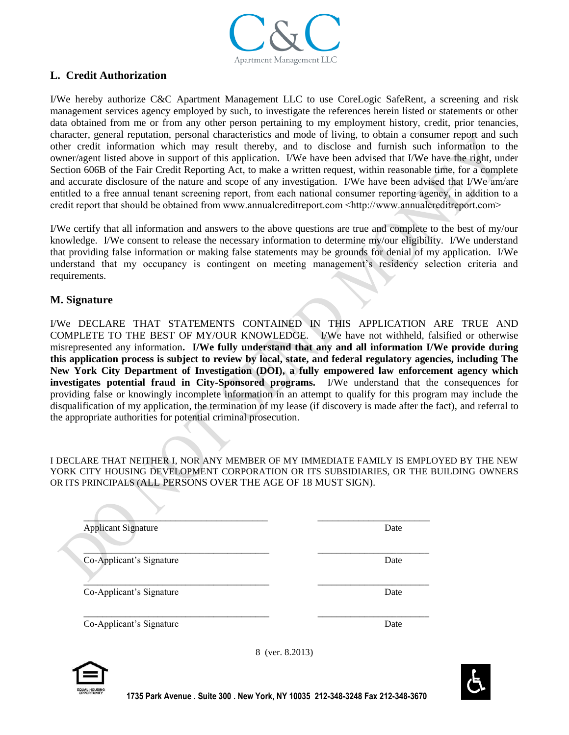C&C

Apartment Management LLC

## L. Credit Authorization

I/We hereby authorize C&C Apartment Management LLC to use CoreLogic SafeRent, a screening and risk management services agency employed by such, to investigate the references herein listed or statements or other data obtained from me or from any other person pertaining to my employment history, credit, prior tenancies, character, general reputation, personal characteristics and mode of living, to obtain a consumer report and such other credit information which may result thereby, and to disclose and furnish such information to the owner/agent listed above in support of this application. I/We have been advised that I/We have the right, under Section 606B of the Fair Credit Reporting Act, to make a written request, within reasonable time, for a complete and accurate disclosure of the nature and scope of any investigation. I/We have been advised that I/We am/are entitled to a free annual tenant screening report, from each national consumer reporting agency, in addition to a credit report that should be obtained from www.annualcreditreport.com <http://www.annualcreditreport.com>

I/We certify that all information and answers to the above questions are true and complete to the best of my/our knowledge. I/We consent to release the necessary information to determine my/our eligibility. I/We understand that providing false information or making false statements may be grounds for denial of my application. I/We understand that my occupancy is contingent on meeting management's residency selection criteria and requirements.

## M. Signature

I/We DECLARE THAT STATEMENTS CONTAINED IN THIS APPLICATION ARE TRUE AND COMPLETE TO THE BEST OF MY/OUR KNOWLEDGE. I/We have not withheld, falsified or otherwise misrepresented any information. **I/We fully understand that any and all information I/We provide during this application process is subject to review by local, state, and federal regulatory agencies, including The New York City Department of Investigation (DOI), a fully empowered law enforcement agency which investigates potential fraud in City-Sponsored programs.** I/We understand that the consequences for providing false or knowingly incomplete information in an attempt to qualify for this program may include the disqualification of my application, the termination of my lease (if discovery is made after the fact), and referral to the appropriate authorities for potential criminal prosecution.

I DECLARE THAT NEITHER I, NOR ANY MEMBER OF MY IMMEDIATE FAMILY IS EMPLOYED BY THE NEW YORK CITY HOUSING DEVELOPMENT CORPORATION OR ITS SUBSIDIARIES, OR THE BUILDING OWNERS OR ITS PRINCIPALS (ALL PERSONS OVER THE AGE OF 18 MUST SIGN).

| | |
|---|---|
| ______________________________ Applicant Signature | ____________________ Date |
| ______________________________ Co-Applicant's Signature | ____________________ Date |
| ______________________________ Co-Applicant's Signature | ____________________ Date |
| ______________________________ Co-Applicant's Signature | ____________________ Date |

(ver. 8.2013)

EQUAL HOUSING OPPORTUNITY

1735 Park Avenue . Suite 300 . New York, NY 10035 212-348-3248 Fax 212-348-3670

DO NOT SEND MONEY